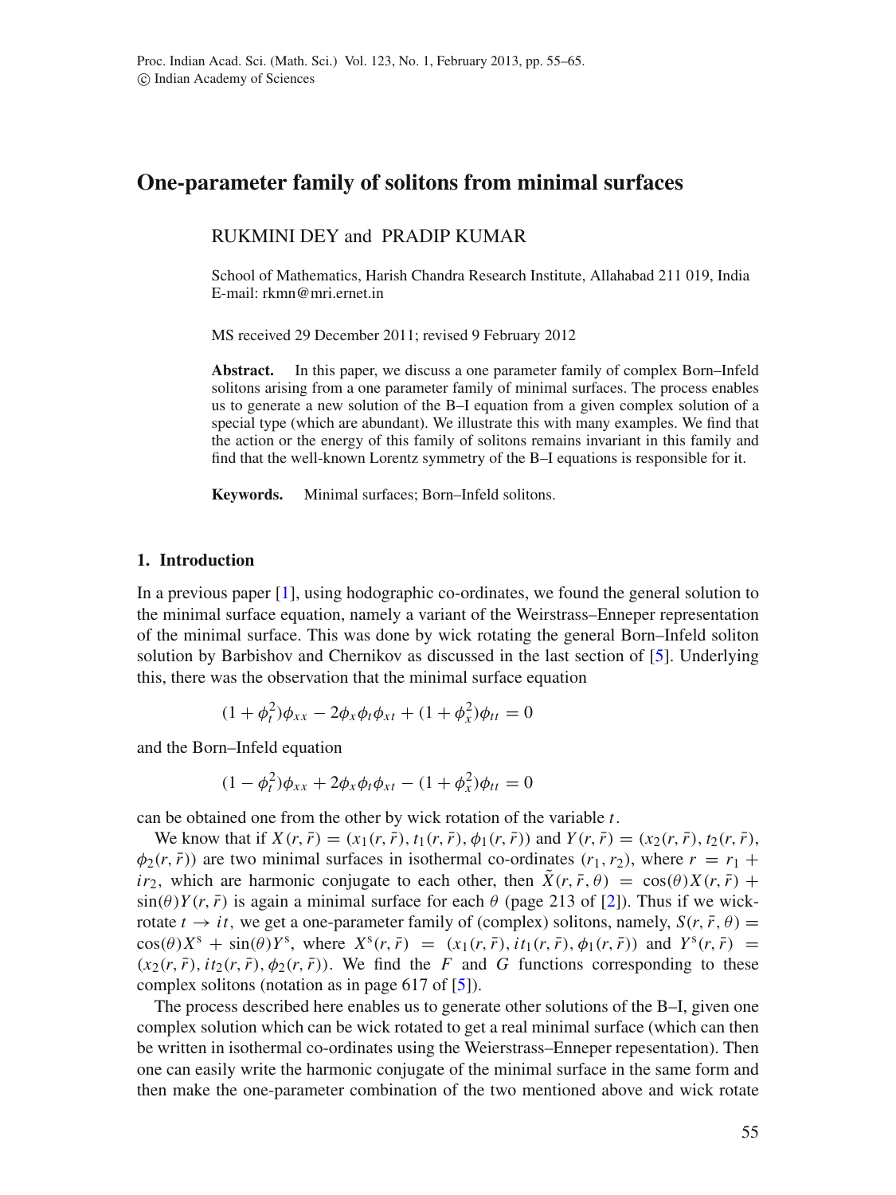# One-parameter family of solitons from minimal surfaces

RUKMINI DEY and PRADIP KUMAR

School of Mathematics, Harish Chandra Research Institute, Allahabad 211 019, India
E-mail: rkmn@mri.ernet.in

MS received 29 December 2011; revised 9 February 2012

**Abstract.** In this paper, we discuss a one parameter family of complex Born–Infeld solitons arising from a one parameter family of minimal surfaces. The process enables us to generate a new solution of the B–I equation from a given complex solution of a special type (which are abundant). We illustrate this with many examples. We find that the action or the energy of this family of solitons remains invariant in this family and find that the well-known Lorentz symmetry of the B–I equations is responsible for it.

**Keywords.** Minimal surfaces; Born–Infeld solitons.

## 1. Introduction

In a previous paper [1], using hodographic co-ordinates, we found the general solution to the minimal surface equation, namely a variant of the Weirstrass–Enneper representation of the minimal surface. This was done by wick rotating the general Born–Infeld soliton solution by Barbishov and Chernikov as discussed in the last section of [5]. Underlying this, there was the observation that the minimal surface equation

$$(1+\phi_t^2)\phi_{xx} - 2\phi_x\phi_t\phi_{xt} + (1+\phi_x^2)\phi_{tt} = 0$$

and the Born–Infeld equation

$$(1-\phi_t^2)\phi_{xx} + 2\phi_x\phi_t\phi_{xt} - (1+\phi_x^2)\phi_{tt} = 0$$

can be obtained one from the other by wick rotation of the variable $t$.

We know that if $X(r,\bar{r}) = (x_1(r,\bar{r}), t_1(r,\bar{r}), \phi_1(r,\bar{r}))$ and $Y(r,\bar{r}) = (x_2(r,\bar{r}), t_2(r,\bar{r}), \phi_2(r,\bar{r}))$ are two minimal surfaces in isothermal co-ordinates $(r_1, r_2)$, where $r = r_1 + ir_2$, which are harmonic conjugate to each other, then $\tilde{X}(r,\bar{r},\theta) = \cos(\theta)X(r,\bar{r}) + \sin(\theta)Y(r,\bar{r})$ is again a minimal surface for each $\theta$ (page 213 of [2]). Thus if we wick-rotate $t \to it$, we get a one-parameter family of (complex) solitons, namely, $S(r,\bar{r},\theta) = \cos(\theta)X^{\rm s} + \sin(\theta)Y^{\rm s}$, where $X^{\rm s}(r,\bar{r}) = (x_1(r,\bar{r}), it_1(r,\bar{r}), \phi_1(r,\bar{r}))$ and $Y^{\rm s}(r,\bar{r}) = (x_2(r,\bar{r}), it_2(r,\bar{r}), \phi_2(r,\bar{r}))$. We find the $F$ and $G$ functions corresponding to these complex solitons (notation as in page 617 of [5]).

The process described here enables us to generate other solutions of the B–I, given one complex solution which can be wick rotated to get a real minimal surface (which can then be written in isothermal co-ordinates using the Weierstrass–Enneper repesentation). Then one can easily write the harmonic conjugate of the minimal surface in the same form and then make the one-parameter combination of the two mentioned above and wick rotate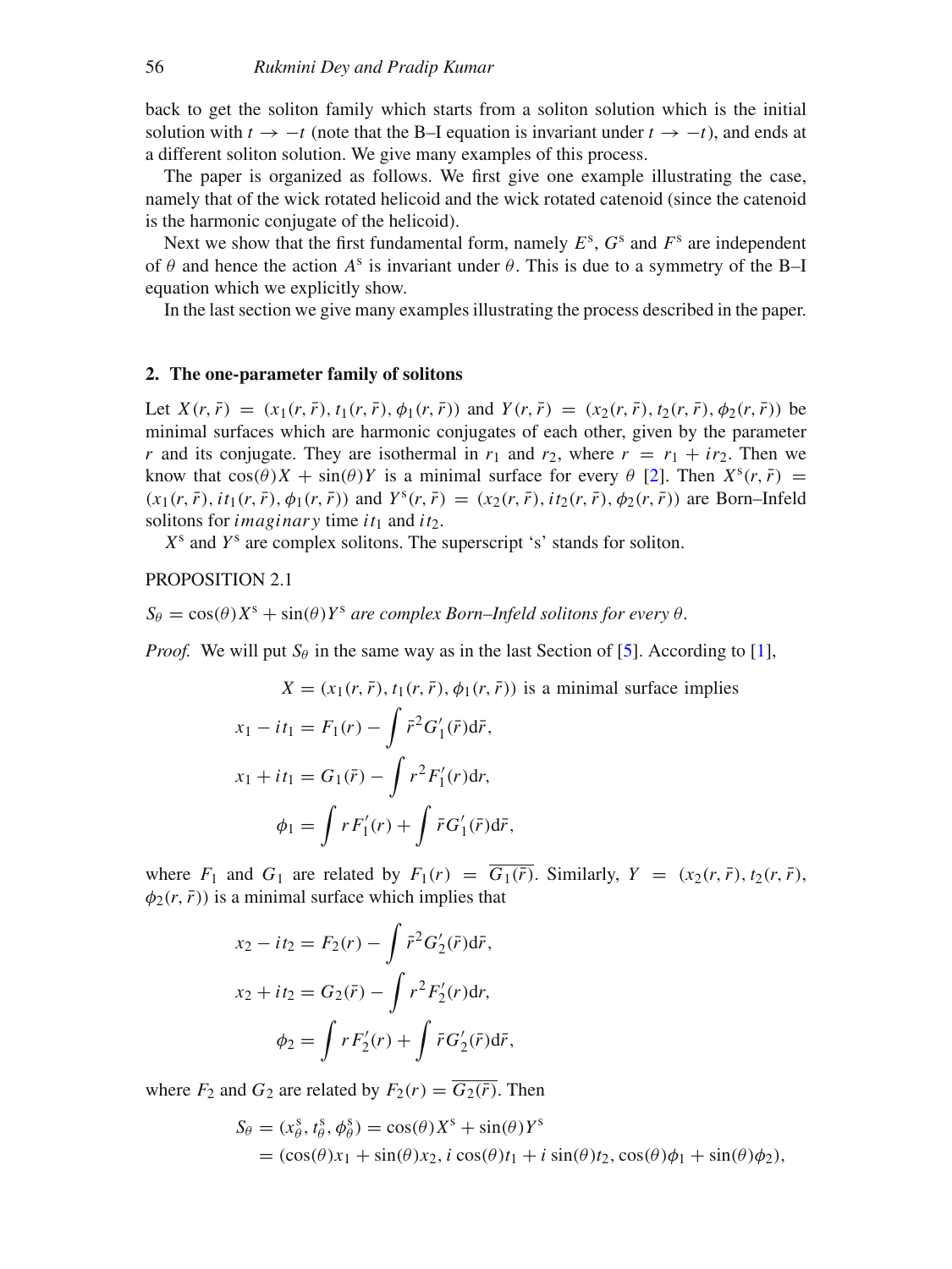back to get the soliton family which starts from a soliton solution which is the initial solution with $t \to -t$ (note that the B–I equation is invariant under $t \to -t$), and ends at a different soliton solution. We give many examples of this process.

The paper is organized as follows. We first give one example illustrating the case, namely that of the wick rotated helicoid and the wick rotated catenoid (since the catenoid is the harmonic conjugate of the helicoid).

Next we show that the first fundamental form, namely $E^{\mathrm{s}}$, $G^{\mathrm{s}}$ and $F^{\mathrm{s}}$ are independent of $\theta$ and hence the action $A^{\mathrm{s}}$ is invariant under $\theta$. This is due to a symmetry of the B–I equation which we explicitly show.

In the last section we give many examples illustrating the process described in the paper.

## 2. The one-parameter family of solitons

Let $X(r, \bar{r}) = (x_1(r, \bar{r}), t_1(r, \bar{r}), \phi_1(r, \bar{r}))$ and $Y(r, \bar{r}) = (x_2(r, \bar{r}), t_2(r, \bar{r}), \phi_2(r, \bar{r}))$ be minimal surfaces which are harmonic conjugates of each other, given by the parameter $r$ and its conjugate. They are isothermal in $r_1$ and $r_2$, where $r = r_1 + ir_2$. Then we know that $\cos(\theta)X + \sin(\theta)Y$ is a minimal surface for every $\theta$ [2]. Then $X^{\mathrm{s}}(r, \bar{r}) = (x_1(r, \bar{r}), it_1(r, \bar{r}), \phi_1(r, \bar{r}))$ and $Y^{\mathrm{s}}(r, \bar{r}) = (x_2(r, \bar{r}), it_2(r, \bar{r}), \phi_2(r, \bar{r}))$ are Born–Infeld solitons for *imaginary* time $it_1$ and $it_2$.

$X^{\mathrm{s}}$ and $Y^{\mathrm{s}}$ are complex solitons. The superscript 's' stands for soliton.

PROPOSITION 2.1

*$S_\theta = \cos(\theta)X^{\mathrm{s}} + \sin(\theta)Y^{\mathrm{s}}$ are complex Born–Infeld solitons for every $\theta$.*

*Proof.* We will put $S_\theta$ in the same way as in the last Section of [5]. According to [1],

$$X = (x_1(r, \bar{r}), t_1(r, \bar{r}), \phi_1(r, \bar{r})) \text{ is a minimal surface implies}$$

$$x_1 - it_1 = F_1(r) - \int \bar{r}^2 G_1'(\bar{r})\mathrm{d}\bar{r},$$

$$x_1 + it_1 = G_1(\bar{r}) - \int r^2 F_1'(r)\mathrm{d}r,$$

$$\phi_1 = \int r F_1'(r) + \int \bar{r} G_1'(\bar{r})\mathrm{d}\bar{r},$$

where $F_1$ and $G_1$ are related by $F_1(r) = \overline{G_1(\bar{r})}$. Similarly, $Y = (x_2(r, \bar{r}), t_2(r, \bar{r}), \phi_2(r, \bar{r}))$ is a minimal surface which implies that

$$x_2 - it_2 = F_2(r) - \int \bar{r}^2 G_2'(\bar{r})\mathrm{d}\bar{r},$$

$$x_2 + it_2 = G_2(\bar{r}) - \int r^2 F_2'(r)\mathrm{d}r,$$

$$\phi_2 = \int r F_2'(r) + \int \bar{r} G_2'(\bar{r})\mathrm{d}\bar{r},$$

where $F_2$ and $G_2$ are related by $F_2(r) = \overline{G_2(\bar{r})}$. Then

$$\begin{aligned} S_\theta &= (x_\theta^{\mathrm{s}}, t_\theta^{\mathrm{s}}, \phi_\theta^{\mathrm{s}}) = \cos(\theta)X^{\mathrm{s}} + \sin(\theta)Y^{\mathrm{s}} \\ &= (\cos(\theta)x_1 + \sin(\theta)x_2, i\cos(\theta)t_1 + i\sin(\theta)t_2, \cos(\theta)\phi_1 + \sin(\theta)\phi_2), \end{aligned}$$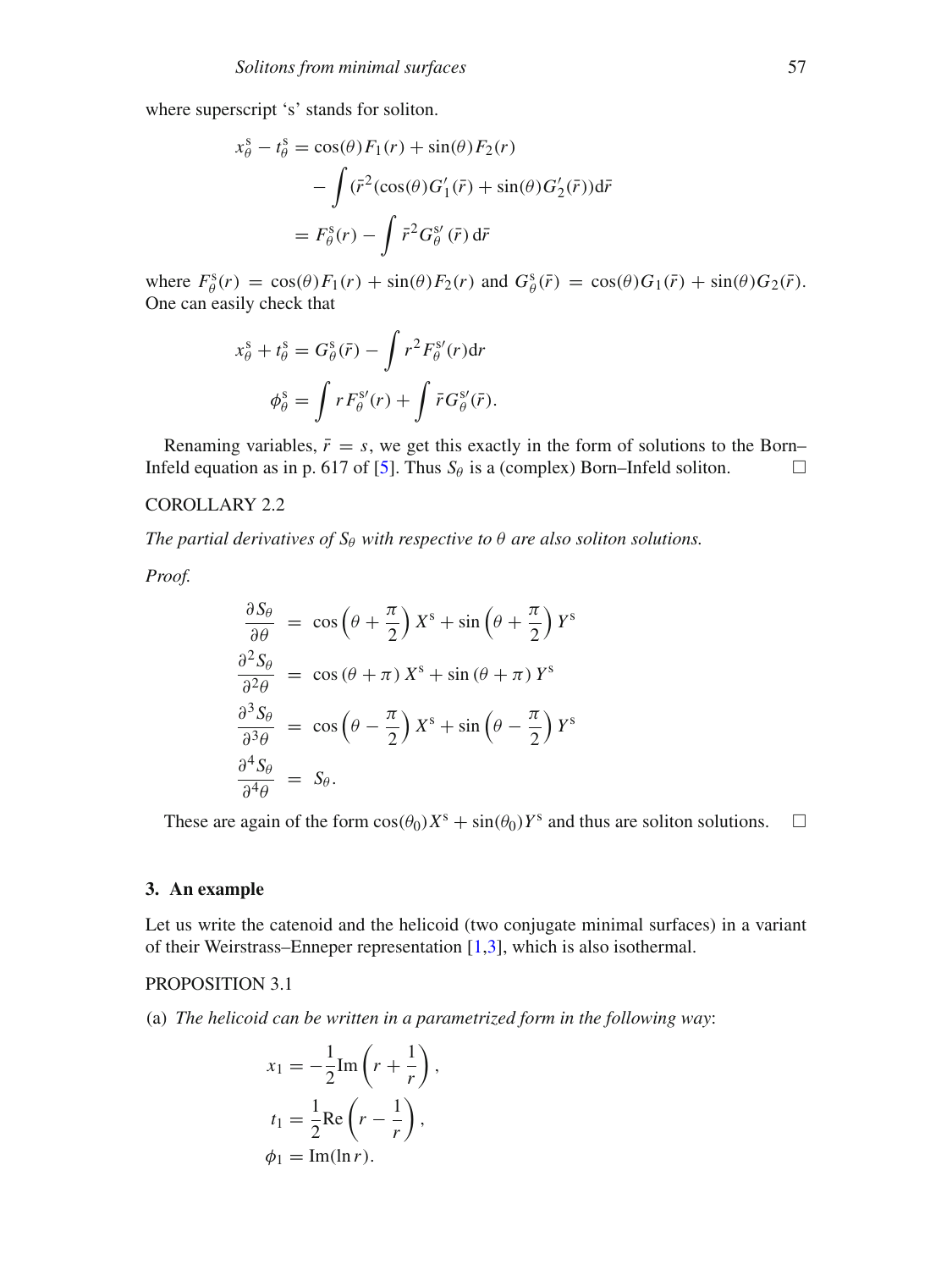where superscript 's' stands for soliton.

$$
\begin{aligned}
x_\theta^{\mathrm{s}} - t_\theta^{\mathrm{s}} &= \cos(\theta) F_1(r) + \sin(\theta) F_2(r) \\
&\quad - \int (\bar{r}^2 (\cos(\theta) G_1'(\bar{r}) + \sin(\theta) G_2'(\bar{r})) \mathrm{d}\bar{r} \\
&= F_\theta^{\mathrm{s}}(r) - \int \bar{r}^2 G_\theta^{\mathrm{s}\prime}(\bar{r})\, \mathrm{d}\bar{r}
\end{aligned}
$$

where $F_\theta^{\mathrm{s}}(r) = \cos(\theta) F_1(r) + \sin(\theta) F_2(r)$ and $G_\theta^{\mathrm{s}}(\bar{r}) = \cos(\theta) G_1(\bar{r}) + \sin(\theta) G_2(\bar{r})$. One can easily check that

$$
\begin{aligned}
x_\theta^{\mathrm{s}} + t_\theta^{\mathrm{s}} &= G_\theta^{\mathrm{s}}(\bar{r}) - \int r^2 F_\theta^{\mathrm{s}\prime}(r) \mathrm{d}r \\
\phi_\theta^{\mathrm{s}} &= \int r F_\theta^{\mathrm{s}\prime}(r) + \int \bar{r} G_\theta^{\mathrm{s}\prime}(\bar{r}).
\end{aligned}
$$

Renaming variables, $\bar{r} = s$, we get this exactly in the form of solutions to the Born–Infeld equation as in p. 617 of [5]. Thus $S_\theta$ is a (complex) Born–Infeld soliton. □

COROLLARY 2.2

*The partial derivatives of $S_\theta$ with respective to $\theta$ are also soliton solutions.*

*Proof.*

$$
\begin{aligned}
\frac{\partial S_\theta}{\partial \theta} &= \cos\left(\theta + \frac{\pi}{2}\right) X^{\mathrm{s}} + \sin\left(\theta + \frac{\pi}{2}\right) Y^{\mathrm{s}} \\
\frac{\partial^2 S_\theta}{\partial^2 \theta} &= \cos\left(\theta + \pi\right) X^{\mathrm{s}} + \sin\left(\theta + \pi\right) Y^{\mathrm{s}} \\
\frac{\partial^3 S_\theta}{\partial^3 \theta} &= \cos\left(\theta - \frac{\pi}{2}\right) X^{\mathrm{s}} + \sin\left(\theta - \frac{\pi}{2}\right) Y^{\mathrm{s}} \\
\frac{\partial^4 S_\theta}{\partial^4 \theta} &= S_\theta.
\end{aligned}
$$

These are again of the form $\cos(\theta_0) X^{\mathrm{s}} + \sin(\theta_0) Y^{\mathrm{s}}$ and thus are soliton solutions. □

## 3. An example

Let us write the catenoid and the helicoid (two conjugate minimal surfaces) in a variant of their Weierstrass–Enneper representation [1,3], which is also isothermal.

PROPOSITION 3.1

(a) *The helicoid can be written in a parametrized form in the following way*:

$$
\begin{aligned}
x_1 &= -\frac{1}{2} \mathrm{Im}\left(r + \frac{1}{r}\right), \\
t_1 &= \frac{1}{2} \mathrm{Re}\left(r - \frac{1}{r}\right), \\
\phi_1 &= \mathrm{Im}(\ln r).
\end{aligned}
$$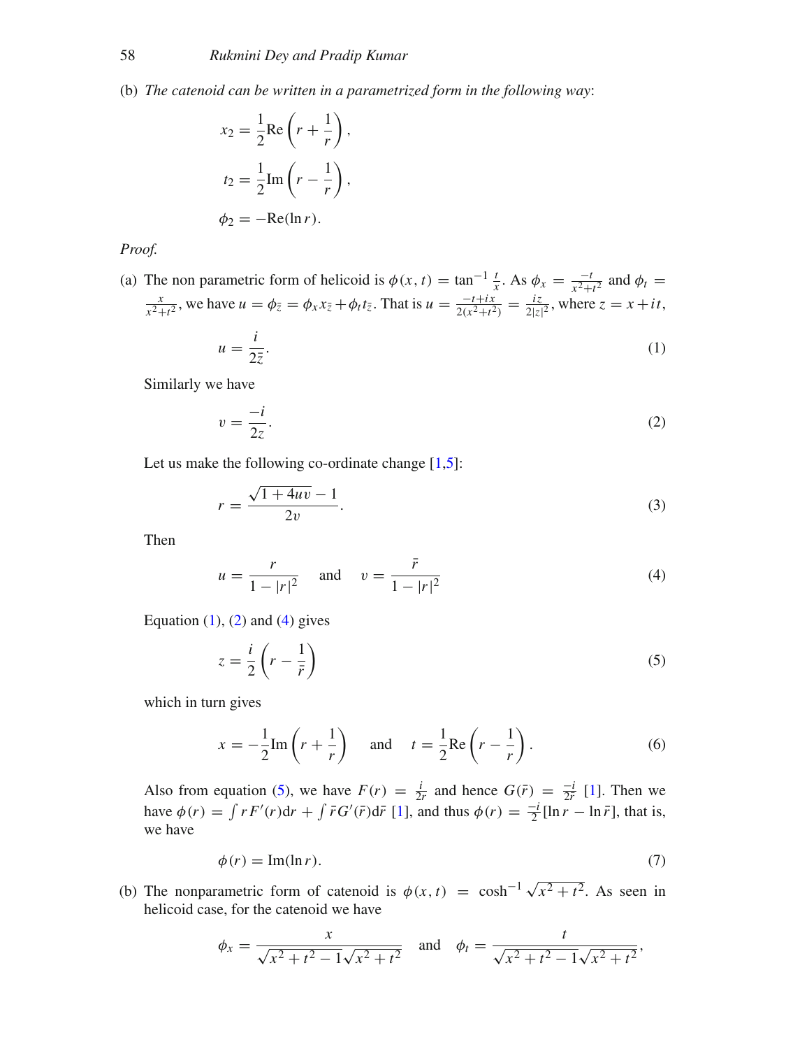(b) *The catenoid can be written in a parametrized form in the following way*:

$$x_2 = \frac{1}{2}\mathrm{Re}\left(r + \frac{1}{r}\right),$$

$$t_2 = \frac{1}{2}\mathrm{Im}\left(r - \frac{1}{r}\right),$$

$$\phi_2 = -\mathrm{Re}(\ln r).$$

*Proof.*

(a) The non parametric form of helicoid is $\phi(x,t) = \tan^{-1}\frac{t}{x}$. As $\phi_x = \frac{-t}{x^2+t^2}$ and $\phi_t = \frac{x}{x^2+t^2}$, we have $u = \phi_{\bar{z}} = \phi_x x_{\bar{z}} + \phi_t t_{\bar{z}}$. That is $u = \frac{-t+ix}{2(x^2+t^2)} = \frac{iz}{2|z|^2}$, where $z = x + it$,

$$u = \frac{i}{2\bar{z}}. \tag{1}$$

Similarly we have

$$v = \frac{-i}{2z}. \tag{2}$$

Let us make the following co-ordinate change [1,5]:

$$r = \frac{\sqrt{1+4uv}-1}{2v}. \tag{3}$$

Then

$$u = \frac{r}{1-|r|^2} \quad \text{and} \quad v = \frac{\bar{r}}{1-|r|^2} \tag{4}$$

Equation (1), (2) and (4) gives

$$z = \frac{i}{2}\left(r - \frac{1}{\bar{r}}\right) \tag{5}$$

which in turn gives

$$x = -\frac{1}{2}\mathrm{Im}\left(r + \frac{1}{r}\right) \quad \text{and} \quad t = \frac{1}{2}\mathrm{Re}\left(r - \frac{1}{r}\right). \tag{6}$$

Also from equation (5), we have $F(r) = \frac{i}{2r}$ and hence $G(\bar{r}) = \frac{-i}{2\bar{r}}$ [1]. Then we have $\phi(r) = \int rF'(r)\mathrm{d}r + \int \bar{r}G'(\bar{r})\mathrm{d}\bar{r}$ [1], and thus $\phi(r) = \frac{-i}{2}[\ln r - \ln \bar{r}]$, that is, we have

$$\phi(r) = \mathrm{Im}(\ln r). \tag{7}$$

(b) The nonparametric form of catenoid is $\phi(x,t) = \cosh^{-1}\sqrt{x^2+t^2}$. As seen in helicoid case, for the catenoid we have

$$\phi_x = \frac{x}{\sqrt{x^2+t^2-1}\sqrt{x^2+t^2}} \quad \text{and} \quad \phi_t = \frac{t}{\sqrt{x^2+t^2-1}\sqrt{x^2+t^2}},$$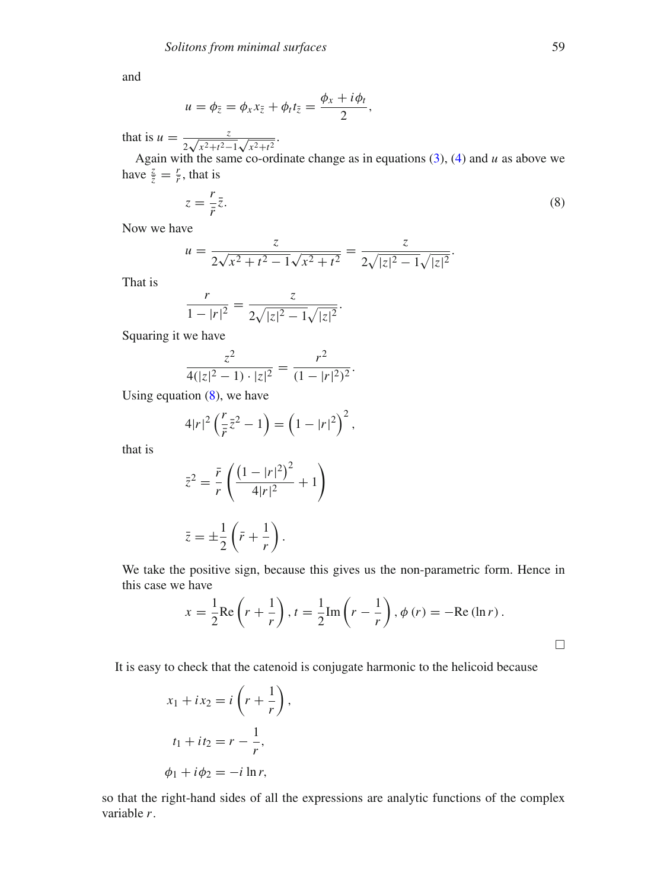and

$$u = \phi_{\bar{z}} = \phi_x x_{\bar{z}} + \phi_t t_{\bar{z}} = \frac{\phi_x + i\phi_t}{2},$$

that is $u = \frac{z}{2\sqrt{x^2+t^2-1}\sqrt{x^2+t^2}}$.

Again with the same co-ordinate change as in equations (3), (4) and $u$ as above we have $\frac{z}{\bar{z}} = \frac{r}{\bar{r}}$, that is

$$z = \frac{r}{\bar{r}}\bar{z}. \tag{8}$$

Now we have

$$u = \frac{z}{2\sqrt{x^2+t^2-1}\sqrt{x^2+t^2}} = \frac{z}{2\sqrt{|z|^2-1}\sqrt{|z|^2}}.$$

That is

$$\frac{r}{1-|r|^2} = \frac{z}{2\sqrt{|z|^2-1}\sqrt{|z|^2}}.$$

Squaring it we have

$$\frac{z^2}{4(|z|^2-1)\cdot|z|^2} = \frac{r^2}{(1-|r|^2)^2}.$$

Using equation (8), we have

$$4|r|^2\left(\frac{r}{\bar{r}}\bar{z}^2 - 1\right) = \left(1-|r|^2\right)^2,$$

that is

$$\bar{z}^2 = \frac{\bar{r}}{r}\left(\frac{\left(1-|r|^2\right)^2}{4|r|^2} + 1\right)$$

$$\bar{z} = \pm\frac{1}{2}\left(\bar{r} + \frac{1}{r}\right).$$

We take the positive sign, because this gives us the non-parametric form. Hence in this case we have

$$x = \frac{1}{2}\mathrm{Re}\left(r + \frac{1}{r}\right), t = \frac{1}{2}\mathrm{Im}\left(r - \frac{1}{r}\right), \phi(r) = -\mathrm{Re}(\ln r).$$

□

It is easy to check that the catenoid is conjugate harmonic to the helicoid because

$$x_1 + ix_2 = i\left(r + \frac{1}{r}\right),$$

$$t_1 + it_2 = r - \frac{1}{r},$$

$$\phi_1 + i\phi_2 = -i\ln r,$$

so that the right-hand sides of all the expressions are analytic functions of the complex variable $r$.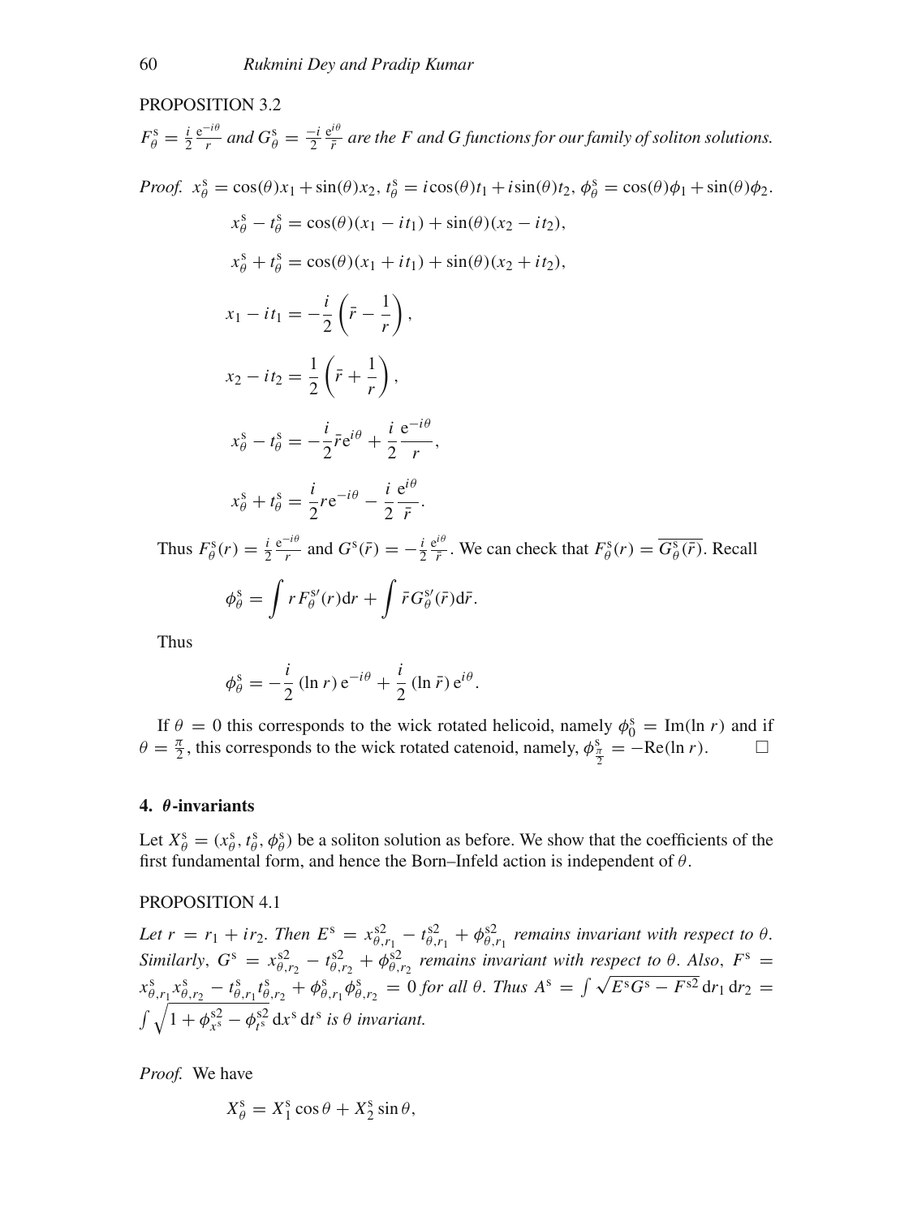PROPOSITION 3.2

*$F^{\rm s}_\theta = \frac{i}{2}\frac{{\rm e}^{-i\theta}}{r}$ and $G^{\rm s}_\theta = \frac{-i}{2}\frac{{\rm e}^{i\theta}}{\bar r}$ are the F and G functions for our family of soliton solutions.*

*Proof.* $x^{\rm s}_\theta = \cos(\theta)x_1 + \sin(\theta)x_2$, $t^{\rm s}_\theta = i\cos(\theta)t_1 + i\sin(\theta)t_2$, $\phi^{\rm s}_\theta = \cos(\theta)\phi_1 + \sin(\theta)\phi_2$.

$$x^{\rm s}_\theta - t^{\rm s}_\theta = \cos(\theta)(x_1 - it_1) + \sin(\theta)(x_2 - it_2),$$

$$x^{\rm s}_\theta + t^{\rm s}_\theta = \cos(\theta)(x_1 + it_1) + \sin(\theta)(x_2 + it_2),$$

$$x_1 - it_1 = -\frac{i}{2}\left(\bar r - \frac{1}{r}\right),$$

$$x_2 - it_2 = \frac{1}{2}\left(\bar r + \frac{1}{r}\right),$$

$$x^{\rm s}_\theta - t^{\rm s}_\theta = -\frac{i}{2}\bar r {\rm e}^{i\theta} + \frac{i}{2}\frac{{\rm e}^{-i\theta}}{r},$$

$$x^{\rm s}_\theta + t^{\rm s}_\theta = \frac{i}{2} r {\rm e}^{-i\theta} - \frac{i}{2}\frac{{\rm e}^{i\theta}}{\bar r}.$$

Thus $F^{\rm s}_\theta(r) = \frac{i}{2}\frac{{\rm e}^{-i\theta}}{r}$ and $G^{\rm s}(\bar r) = -\frac{i}{2}\frac{{\rm e}^{i\theta}}{\bar r}$. We can check that $F^{\rm s}_\theta(r) = \overline{G^{\rm s}_\theta(\bar r)}$. Recall

$$\phi^{\rm s}_\theta = \int r F^{{\rm s}\prime}_\theta(r){\rm d}r + \int \bar r G^{{\rm s}\prime}_\theta(\bar r){\rm d}\bar r.$$

Thus

$$\phi^{\rm s}_\theta = -\frac{i}{2}(\ln r)\,{\rm e}^{-i\theta} + \frac{i}{2}(\ln \bar r)\,{\rm e}^{i\theta}.$$

If $\theta = 0$ this corresponds to the wick rotated helicoid, namely $\phi^{\rm s}_0 = {\rm Im}(\ln r)$ and if $\theta = \frac{\pi}{2}$, this corresponds to the wick rotated catenoid, namely, $\phi^{\rm s}_{\frac{\pi}{2}} = -{\rm Re}(\ln r)$. □

## 4. $\theta$-invariants

Let $X^{\rm s}_\theta = (x^{\rm s}_\theta, t^{\rm s}_\theta, \phi^{\rm s}_\theta)$ be a soliton solution as before. We show that the coefficients of the first fundamental form, and hence the Born–Infeld action is independent of $\theta$.

PROPOSITION 4.1

*Let $r = r_1 + ir_2$. Then $E^{\rm s} = x^{{\rm s}2}_{\theta,r_1} - t^{{\rm s}2}_{\theta,r_1} + \phi^{{\rm s}2}_{\theta,r_1}$ remains invariant with respect to $\theta$. Similarly, $G^{\rm s} = x^{{\rm s}2}_{\theta,r_2} - t^{{\rm s}2}_{\theta,r_2} + \phi^{{\rm s}2}_{\theta,r_2}$ remains invariant with respect to $\theta$. Also, $F^{\rm s} = x^{\rm s}_{\theta,r_1}x^{\rm s}_{\theta,r_2} - t^{\rm s}_{\theta,r_1}t^{\rm s}_{\theta,r_2} + \phi^{\rm s}_{\theta,r_1}\phi^{\rm s}_{\theta,r_2} = 0$ for all $\theta$. Thus $A^{\rm s} = \int\sqrt{E^{\rm s}G^{\rm s} - F^{{\rm s}2}}\,{\rm d}r_1\,{\rm d}r_2 = \int\sqrt{1 + \phi^{{\rm s}2}_{x^{\rm s}} - \phi^{{\rm s}2}_{t^{\rm s}}}\,{\rm d}x^{\rm s}\,{\rm d}t^{\rm s}$ is $\theta$ invariant.*

*Proof.* We have

$$X^{\rm s}_\theta = X^{\rm s}_1\cos\theta + X^{\rm s}_2\sin\theta,$$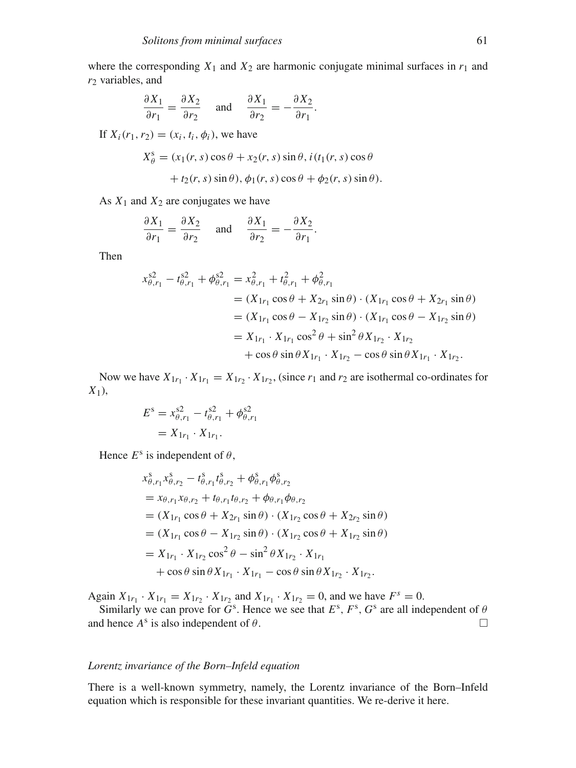where the corresponding $X_1$ and $X_2$ are harmonic conjugate minimal surfaces in $r_1$ and $r_2$ variables, and

$$\frac{\partial X_1}{\partial r_1} = \frac{\partial X_2}{\partial r_2} \quad \text{and} \quad \frac{\partial X_1}{\partial r_2} = -\frac{\partial X_2}{\partial r_1}.$$

If $X_i(r_1, r_2) = (x_i, t_i, \phi_i)$, we have

$$X_\theta^{\mathrm{s}} = (x_1(r, s)\cos\theta + x_2(r, s)\sin\theta, i(t_1(r, s)\cos\theta + t_2(r, s)\sin\theta), \phi_1(r, s)\cos\theta + \phi_2(r, s)\sin\theta).$$

As $X_1$ and $X_2$ are conjugates we have

$$\frac{\partial X_1}{\partial r_1} = \frac{\partial X_2}{\partial r_2} \quad \text{and} \quad \frac{\partial X_1}{\partial r_2} = -\frac{\partial X_2}{\partial r_1}.$$

Then

$$\begin{aligned}
x_{\theta,r_1}^{\mathrm{s}2} - t_{\theta,r_1}^{\mathrm{s}2} + \phi_{\theta,r_1}^{\mathrm{s}2} &= x_{\theta,r_1}^2 + t_{\theta,r_1}^2 + \phi_{\theta,r_1}^2 \\
&= (X_{1r_1}\cos\theta + X_{2r_1}\sin\theta)\cdot(X_{1r_1}\cos\theta + X_{2r_1}\sin\theta) \\
&= (X_{1r_1}\cos\theta - X_{1r_2}\sin\theta)\cdot(X_{1r_1}\cos\theta - X_{1r_2}\sin\theta) \\
&= X_{1r_1}\cdot X_{1r_1}\cos^2\theta + \sin^2\theta X_{1r_2}\cdot X_{1r_2} \\
&\quad + \cos\theta\sin\theta X_{1r_1}\cdot X_{1r_2} - \cos\theta\sin\theta X_{1r_1}\cdot X_{1r_2}.
\end{aligned}$$

Now we have $X_{1r_1}\cdot X_{1r_1} = X_{1r_2}\cdot X_{1r_2}$, (since $r_1$ and $r_2$ are isothermal co-ordinates for $X_1$),

$$\begin{aligned}
E^{\mathrm{s}} &= x_{\theta,r_1}^{\mathrm{s}2} - t_{\theta,r_1}^{\mathrm{s}2} + \phi_{\theta,r_1}^{\mathrm{s}2} \\
&= X_{1r_1}\cdot X_{1r_1}.
\end{aligned}$$

Hence $E^{\mathrm{s}}$ is independent of $\theta$,

$$\begin{aligned}
&x_{\theta,r_1}^{\mathrm{s}} x_{\theta,r_2}^{\mathrm{s}} - t_{\theta,r_1}^{\mathrm{s}} t_{\theta,r_2}^{\mathrm{s}} + \phi_{\theta,r_1}^{\mathrm{s}} \phi_{\theta,r_2}^{\mathrm{s}} \\
&= x_{\theta,r_1} x_{\theta,r_2} + t_{\theta,r_1} t_{\theta,r_2} + \phi_{\theta,r_1}\phi_{\theta,r_2} \\
&= (X_{1r_1}\cos\theta + X_{2r_1}\sin\theta)\cdot(X_{1r_2}\cos\theta + X_{2r_2}\sin\theta) \\
&= (X_{1r_1}\cos\theta - X_{1r_2}\sin\theta)\cdot(X_{1r_2}\cos\theta + X_{1r_2}\sin\theta) \\
&= X_{1r_1}\cdot X_{1r_2}\cos^2\theta - \sin^2\theta X_{1r_2}\cdot X_{1r_1} \\
&\quad + \cos\theta\sin\theta X_{1r_1}\cdot X_{1r_1} - \cos\theta\sin\theta X_{1r_2}\cdot X_{1r_2}.
\end{aligned}$$

Again $X_{1r_1}\cdot X_{1r_1} = X_{1r_2}\cdot X_{1r_2}$ and $X_{1r_1}\cdot X_{1r_2} = 0$, and we have $F^s = 0$.

Similarly we can prove for $G^{\mathrm{s}}$. Hence we see that $E^{\mathrm{s}}$, $F^{\mathrm{s}}$, $G^{\mathrm{s}}$ are all independent of $\theta$ and hence $A^{\mathrm{s}}$ is also independent of $\theta$. □

*Lorentz invariance of the Born–Infeld equation*

There is a well-known symmetry, namely, the Lorentz invariance of the Born–Infeld equation which is responsible for these invariant quantities. We re-derive it here.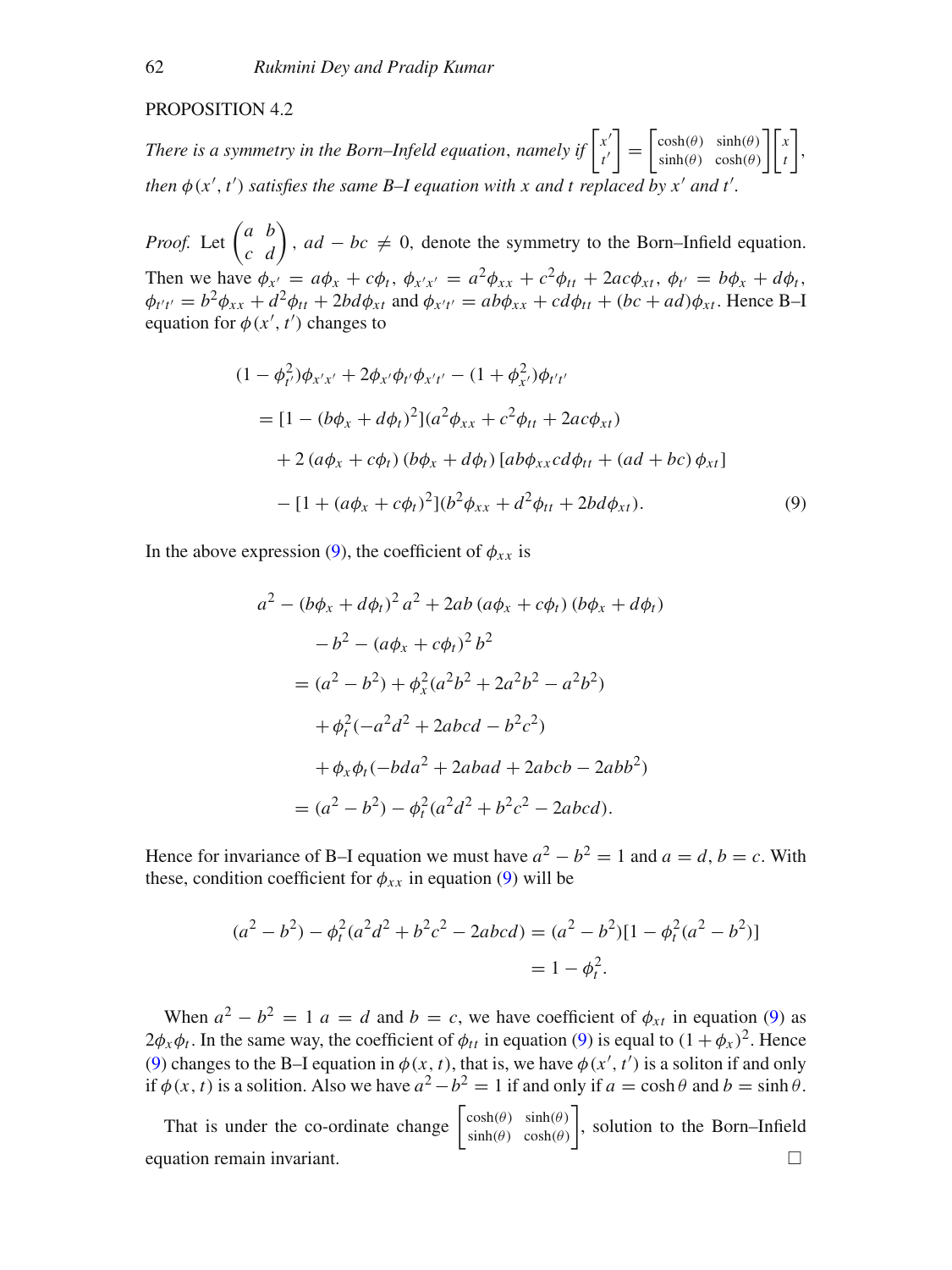PROPOSITION 4.2

*There is a symmetry in the Born–Infeld equation, namely if* $\begin{bmatrix} x' \\ t' \end{bmatrix} = \begin{bmatrix} \cosh(\theta) & \sinh(\theta) \\ \sinh(\theta) & \cosh(\theta) \end{bmatrix} \begin{bmatrix} x \\ t \end{bmatrix}$, *then* $\phi(x', t')$ *satisfies the same B–I equation with* $x$ *and* $t$ *replaced by* $x'$ *and* $t'$.

*Proof.* Let $\begin{pmatrix} a & b \\ c & d \end{pmatrix}$, $ad - bc \neq 0$, denote the symmetry to the Born–Infeld equation. Then we have $\phi_{x'} = a\phi_x + c\phi_t$, $\phi_{x'x'} = a^2\phi_{xx} + c^2\phi_{tt} + 2ac\phi_{xt}$, $\phi_{t'} = b\phi_x + d\phi_t$, $\phi_{t't'} = b^2\phi_{xx} + d^2\phi_{tt} + 2bd\phi_{xt}$ and $\phi_{x't'} = ab\phi_{xx} + cd\phi_{tt} + (bc + ad)\phi_{xt}$. Hence B–I equation for $\phi(x', t')$ changes to

$$
\begin{aligned}
&(1 - \phi_{t'}^2)\phi_{x'x'} + 2\phi_{x'}\phi_{t'}\phi_{x't'} - (1 + \phi_{x'}^2)\phi_{t't'} \\
&\quad = [1 - (b\phi_x + d\phi_t)^2](a^2\phi_{xx} + c^2\phi_{tt} + 2ac\phi_{xt}) \\
&\qquad + 2\,(a\phi_x + c\phi_t)\,(b\phi_x + d\phi_t)\,[ab\phi_{xx}cd\phi_{tt} + (ad + bc)\,\phi_{xt}] \\
&\qquad - [1 + (a\phi_x + c\phi_t)^2](b^2\phi_{xx} + d^2\phi_{tt} + 2bd\phi_{xt}). \qquad (9)
\end{aligned}
$$

In the above expression (9), the coefficient of $\phi_{xx}$ is

$$
\begin{aligned}
&a^2 - (b\phi_x + d\phi_t)^2\, a^2 + 2ab\,(a\phi_x + c\phi_t)\,(b\phi_x + d\phi_t) \\
&\qquad - b^2 - (a\phi_x + c\phi_t)^2\, b^2 \\
&\quad = (a^2 - b^2) + \phi_x^2(a^2b^2 + 2a^2b^2 - a^2b^2) \\
&\qquad + \phi_t^2(-a^2d^2 + 2abcd - b^2c^2) \\
&\qquad + \phi_x\phi_t(-bda^2 + 2abad + 2abcb - 2abb^2) \\
&\quad = (a^2 - b^2) - \phi_t^2(a^2d^2 + b^2c^2 - 2abcd).
\end{aligned}
$$

Hence for invariance of B–I equation we must have $a^2 - b^2 = 1$ and $a = d$, $b = c$. With these, condition coefficient for $\phi_{xx}$ in equation (9) will be

$$
\begin{aligned}
(a^2 - b^2) - \phi_t^2(a^2d^2 + b^2c^2 - 2abcd) &= (a^2 - b^2)[1 - \phi_t^2(a^2 - b^2)] \\
&= 1 - \phi_t^2.
\end{aligned}
$$

When $a^2 - b^2 = 1$ $a = d$ and $b = c$, we have coefficient of $\phi_{xt}$ in equation (9) as $2\phi_x\phi_t$. In the same way, the coefficient of $\phi_{tt}$ in equation (9) is equal to $(1 + \phi_x)^2$. Hence (9) changes to the B–I equation in $\phi(x, t)$, that is, we have $\phi(x', t')$ is a soliton if and only if $\phi(x, t)$ is a solition. Also we have $a^2 - b^2 = 1$ if and only if $a = \cosh\theta$ and $b = \sinh\theta$.

That is under the co-ordinate change $\begin{bmatrix} \cosh(\theta) & \sinh(\theta) \\ \sinh(\theta) & \cosh(\theta) \end{bmatrix}$, solution to the Born–Infield equation remain invariant. □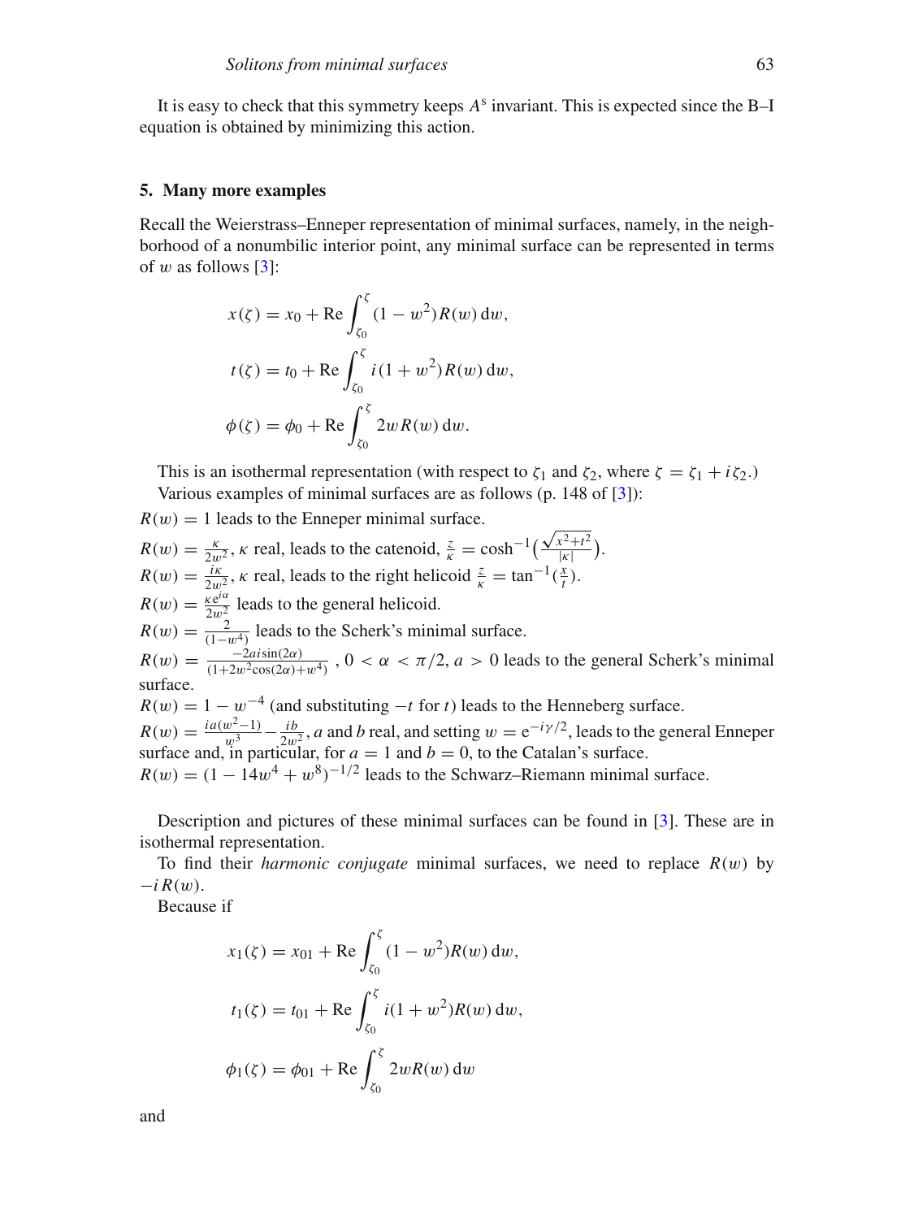It is easy to check that this symmetry keeps $A^s$ invariant. This is expected since the B–I equation is obtained by minimizing this action.

## 5. Many more examples

Recall the Weierstrass–Enneper representation of minimal surfaces, namely, in the neighborhood of a nonumbilic interior point, any minimal surface can be represented in terms of $w$ as follows [3]:

$$
\begin{aligned}
x(\zeta) &= x_0 + \mathrm{Re}\int_{\zeta_0}^{\zeta} (1-w^2)R(w)\,\mathrm{d}w,\\
t(\zeta) &= t_0 + \mathrm{Re}\int_{\zeta_0}^{\zeta} i(1+w^2)R(w)\,\mathrm{d}w,\\
\phi(\zeta) &= \phi_0 + \mathrm{Re}\int_{\zeta_0}^{\zeta} 2wR(w)\,\mathrm{d}w.
\end{aligned}
$$

This is an isothermal representation (with respect to $\zeta_1$ and $\zeta_2$, where $\zeta = \zeta_1 + i\zeta_2$.)

Various examples of minimal surfaces are as follows (p. 148 of [3]):

$R(w) = 1$ leads to the Enneper minimal surface.

$R(w) = \frac{\kappa}{2w^2}$, $\kappa$ real, leads to the catenoid, $\frac{z}{\kappa} = \cosh^{-1}\left(\frac{\sqrt{x^2+t^2}}{|\kappa|}\right)$.

$R(w) = \frac{i\kappa}{2w^2}$, $\kappa$ real, leads to the right helicoid $\frac{z}{\kappa} = \tan^{-1}\left(\frac{x}{t}\right)$.

$R(w) = \frac{\kappa e^{i\alpha}}{2w^2}$ leads to the general helicoid.

$R(w) = \frac{2}{(1-w^4)}$ leads to the Scherk's minimal surface.

$R(w) = \frac{-2ai\sin(2\alpha)}{(1+2w^2\cos(2\alpha)+w^4)}$, $0 < \alpha < \pi/2$, $a > 0$ leads to the general Scherk's minimal surface.

$R(w) = 1 - w^{-4}$ (and substituting $-t$ for $t$) leads to the Henneberg surface.

$R(w) = \frac{ia(w^2-1)}{w^3} - \frac{ib}{2w^2}$, $a$ and $b$ real, and setting $w = e^{-i\gamma/2}$, leads to the general Enneper surface and, in particular, for $a = 1$ and $b = 0$, to the Catalan's surface.

$R(w) = (1 - 14w^4 + w^8)^{-1/2}$ leads to the Schwarz–Riemann minimal surface.

Description and pictures of these minimal surfaces can be found in [3]. These are in isothermal representation.

To find their *harmonic conjugate* minimal surfaces, we need to replace $R(w)$ by $-iR(w)$.

Because if

$$
\begin{aligned}
x_1(\zeta) &= x_{01} + \mathrm{Re}\int_{\zeta_0}^{\zeta} (1-w^2)R(w)\,\mathrm{d}w,\\
t_1(\zeta) &= t_{01} + \mathrm{Re}\int_{\zeta_0}^{\zeta} i(1+w^2)R(w)\,\mathrm{d}w,\\
\phi_1(\zeta) &= \phi_{01} + \mathrm{Re}\int_{\zeta_0}^{\zeta} 2wR(w)\,\mathrm{d}w
\end{aligned}
$$

and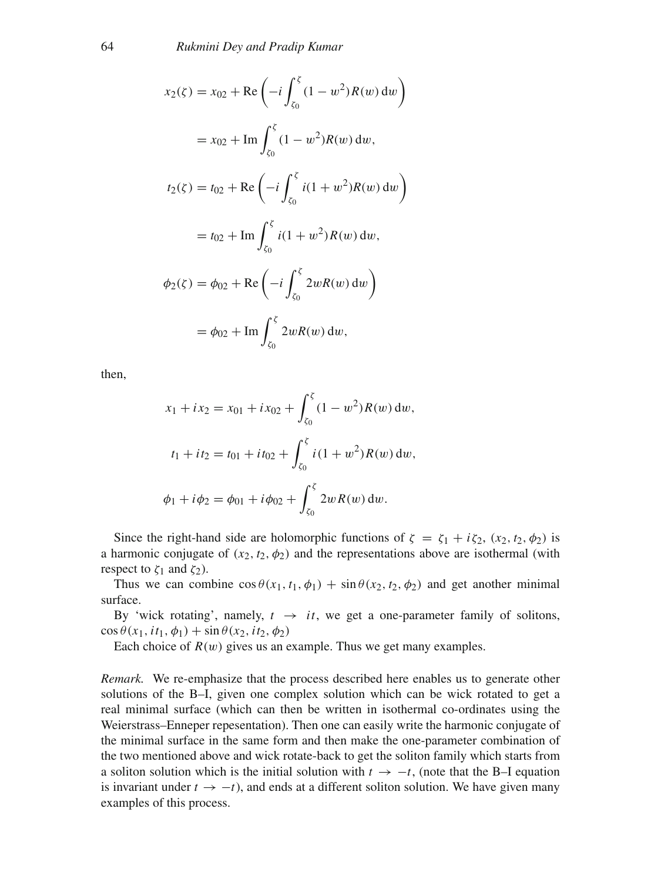$$x_2(\zeta) = x_{02} + \mathrm{Re}\left(-i\int_{\zeta_0}^{\zeta}(1-w^2)R(w)\,\mathrm{d}w\right)$$

$$= x_{02} + \mathrm{Im}\int_{\zeta_0}^{\zeta}(1-w^2)R(w)\,\mathrm{d}w,$$

$$t_2(\zeta) = t_{02} + \mathrm{Re}\left(-i\int_{\zeta_0}^{\zeta}i(1+w^2)R(w)\,\mathrm{d}w\right)$$

$$= t_{02} + \mathrm{Im}\int_{\zeta_0}^{\zeta}i(1+w^2)R(w)\,\mathrm{d}w,$$

$$\phi_2(\zeta) = \phi_{02} + \mathrm{Re}\left(-i\int_{\zeta_0}^{\zeta}2wR(w)\,\mathrm{d}w\right)$$

$$= \phi_{02} + \mathrm{Im}\int_{\zeta_0}^{\zeta}2wR(w)\,\mathrm{d}w,$$

then,

$$x_1 + ix_2 = x_{01} + ix_{02} + \int_{\zeta_0}^{\zeta}(1-w^2)R(w)\,\mathrm{d}w,$$

$$t_1 + it_2 = t_{01} + it_{02} + \int_{\zeta_0}^{\zeta}i(1+w^2)R(w)\,\mathrm{d}w,$$

$$\phi_1 + i\phi_2 = \phi_{01} + i\phi_{02} + \int_{\zeta_0}^{\zeta}2wR(w)\,\mathrm{d}w.$$

Since the right-hand side are holomorphic functions of $\zeta = \zeta_1 + i\zeta_2$, $(x_2, t_2, \phi_2)$ is a harmonic conjugate of $(x_2, t_2, \phi_2)$ and the representations above are isothermal (with respect to $\zeta_1$ and $\zeta_2$).

Thus we can combine $\cos\theta(x_1, t_1, \phi_1) + \sin\theta(x_2, t_2, \phi_2)$ and get another minimal surface.

By 'wick rotating', namely, $t \rightarrow it$, we get a one-parameter family of solitons, $\cos\theta(x_1, it_1, \phi_1) + \sin\theta(x_2, it_2, \phi_2)$

Each choice of $R(w)$ gives us an example. Thus we get many examples.

*Remark.* We re-emphasize that the process described here enables us to generate other solutions of the B–I, given one complex solution which can be wick rotated to get a real minimal surface (which can then be written in isothermal co-ordinates using the Weierstrass–Enneper repesentation). Then one can easily write the harmonic conjugate of the minimal surface in the same form and then make the one-parameter combination of the two mentioned above and wick rotate-back to get the soliton family which starts from a soliton solution which is the initial solution with $t \rightarrow -t$, (note that the B–I equation is invariant under $t \rightarrow -t$), and ends at a different soliton solution. We have given many examples of this process.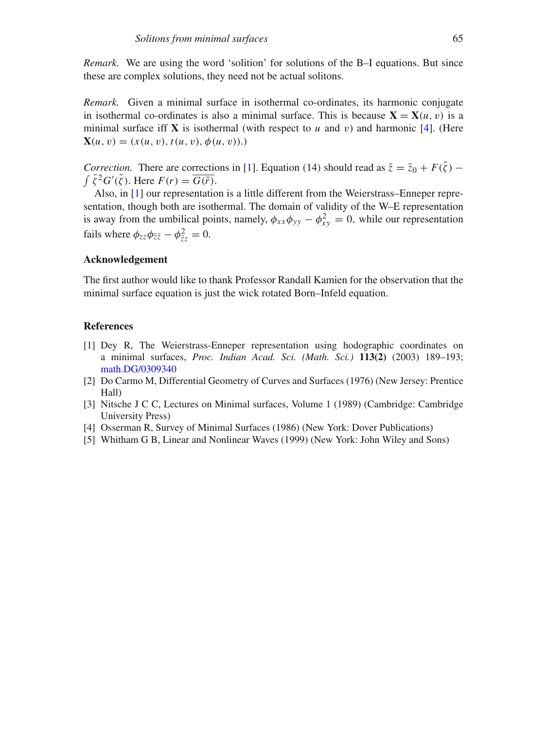*Remark.* We are using the word 'solition' for solutions of the B–I equations. But since these are complex solutions, they need not be actual solitons.

*Remark.* Given a minimal surface in isothermal co-ordinates, its harmonic conjugate in isothermal co-ordinates is also a minimal surface. This is because $\mathbf{X} = \mathbf{X}(u, v)$ is a minimal surface iff $\mathbf{X}$ is isothermal (with respect to $u$ and $v$) and harmonic [4]. (Here $\mathbf{X}(u, v) = (x(u, v), t(u, v), \phi(u, v))$.)

*Correction.* There are corrections in [1]. Equation (14) should read as $\bar{z} = \bar{z}_0 + F(\bar{\zeta}) - \int \bar{\zeta}^2 G'(\bar{\zeta})$. Here $F(r) = \overline{G(\bar{r})}$.

Also, in [1] our representation is a little different from the Weierstrass–Enneper representation, though both are isothermal. The domain of validity of the W–E representation is away from the umbilical points, namely, $\phi_{xx}\phi_{yy} - \phi_{xy}^2 = 0$, while our representation fails where $\phi_{zz}\phi_{\bar{z}\bar{z}} - \phi_{\bar{z}z}^2 = 0$.

## Acknowledgement

The first author would like to thank Professor Randall Kamien for the observation that the minimal surface equation is just the wick rotated Born–Infeld equation.

## References

[1] Dey R, The Weierstrass-Enneper representation using hodographic coordinates on a minimal surfaces, *Proc. Indian Acad. Sci. (Math. Sci.)* **113(2)** (2003) 189–193; math.DG/0309340

[2] Do Carmo M, Differential Geometry of Curves and Surfaces (1976) (New Jersey: Prentice Hall)

[3] Nitsche J C C, Lectures on Minimal surfaces, Volume 1 (1989) (Cambridge: Cambridge University Press)

[4] Osserman R, Survey of Minimal Surfaces (1986) (New York: Dover Publications)

[5] Whitham G B, Linear and Nonlinear Waves (1999) (New York: John Wiley and Sons)